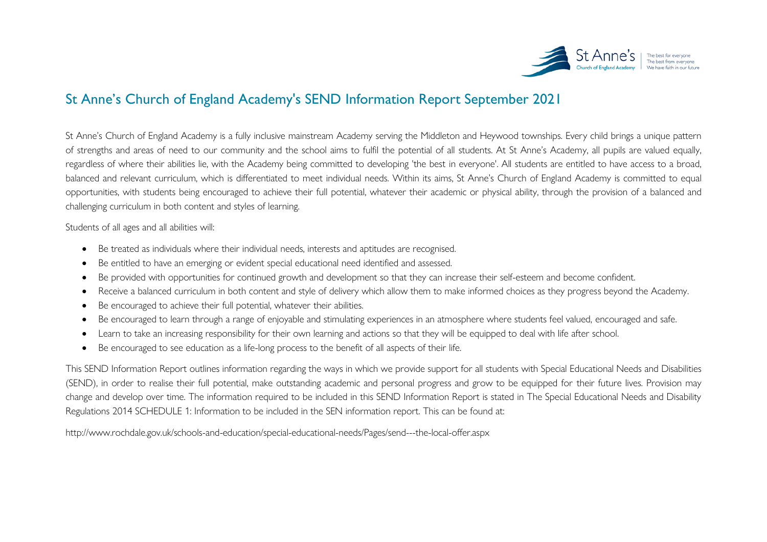# St Anne's Church of England Academy's SEND Information Report September 2021

St Anne's Church of England Academy is a fully inclusive mainstream Academy serving the Middleton and Heywood townships. Every child brings a unique pattern of strengths and areas of need to our community and the school aims to fulfil the potential of all students. At St Anne's Academy, all pupils are valued equally, regardless of where their abilities lie, with the Academy being committed to developing 'the best in everyone'. All students are entitled to have access to a broad, balanced and relevant curriculum, which is differentiated to meet individual needs. Within its aims, St Anne's Church of England Academy is committed to equal opportunities, with students being encouraged to achieve their full potential, whatever their academic or physical ability, through the provision of a balanced and challenging curriculum in both content and styles of learning.

Students of all ages and all abilities will:

- Be treated as individuals where their individual needs, interests and aptitudes are recognised.
- Be entitled to have an emerging or evident special educational need identified and assessed.
- Be provided with opportunities for continued growth and development so that they can increase their self-esteem and become confident.
- Receive a balanced curriculum in both content and style of delivery which allow them to make informed choices as they progress beyond the Academy.
- Be encouraged to achieve their full potential, whatever their abilities.
- Be encouraged to learn through a range of enjoyable and stimulating experiences in an atmosphere where students feel valued, encouraged and safe.
- Learn to take an increasing responsibility for their own learning and actions so that they will be equipped to deal with life after school.
- Be encouraged to see education as a life-long process to the benefit of all aspects of their life.

This SEND Information Report outlines information regarding the ways in which we provide support for all students with Special Educational Needs and Disabilities (SEND), in order to realise their full potential, make outstanding academic and personal progress and grow to be equipped for their future lives. Provision may change and develop over time. The information required to be included in this SEND Information Report is stated in The Special Educational Needs and Disability Regulations 2014 SCHEDULE 1: Information to be included in the SEN information report. This can be found at:

http://www.rochdale.gov.uk/schools-and-education/special-educational-needs/Pages/send---the-local-offer.aspx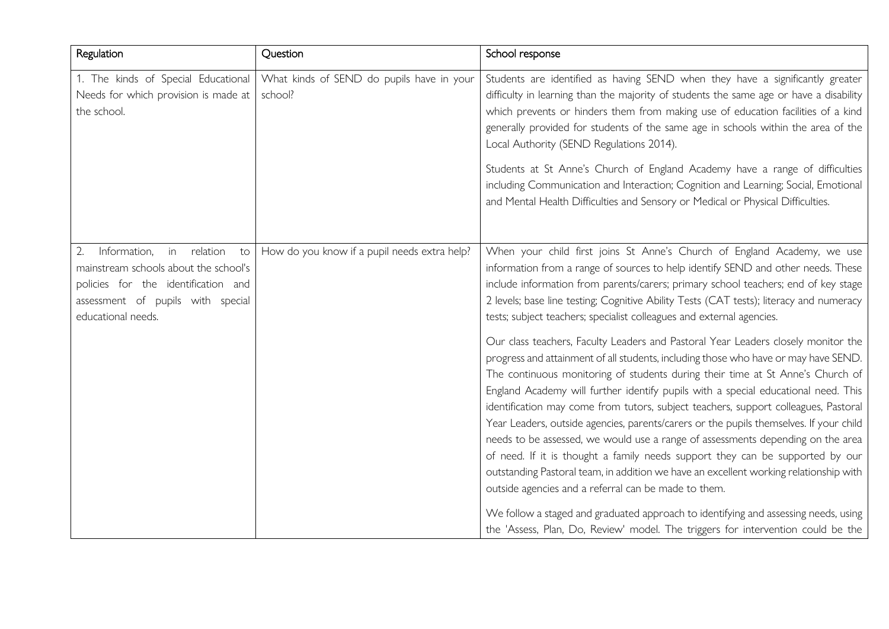| Regulation | Question | School response |
| --- | --- | --- |
| 1. The kinds of Special Educational Needs for which provision is made at the school. | What kinds of SEND do pupils have in your school? | Students are identified as having SEND when they have a significantly greater difficulty in learning than the majority of students the same age or have a disability which prevents or hinders them from making use of education facilities of a kind generally provided for students of the same age in schools within the area of the Local Authority (SEND Regulations 2014).<br><br>Students at St Anne's Church of England Academy have a range of difficulties including Communication and Interaction; Cognition and Learning; Social, Emotional and Mental Health Difficulties and Sensory or Medical or Physical Difficulties. |
| 2. Information, in relation to mainstream schools about the school's policies for the identification and assessment of pupils with special educational needs. | How do you know if a pupil needs extra help? | When your child first joins St Anne's Church of England Academy, we use information from a range of sources to help identify SEND and other needs. These include information from parents/carers; primary school teachers; end of key stage 2 levels; base line testing; Cognitive Ability Tests (CAT tests); literacy and numeracy tests; subject teachers; specialist colleagues and external agencies.<br><br>Our class teachers, Faculty Leaders and Pastoral Year Leaders closely monitor the progress and attainment of all students, including those who have or may have SEND. The continuous monitoring of students during their time at St Anne's Church of England Academy will further identify pupils with a special educational need. This identification may come from tutors, subject teachers, support colleagues, Pastoral Year Leaders, outside agencies, parents/carers or the pupils themselves. If your child needs to be assessed, we would use a range of assessments depending on the area of need. If it is thought a family needs support they can be supported by our outstanding Pastoral team, in addition we have an excellent working relationship with outside agencies and a referral can be made to them.<br><br>We follow a staged and graduated approach to identifying and assessing needs, using the 'Assess, Plan, Do, Review' model. The triggers for intervention could be the |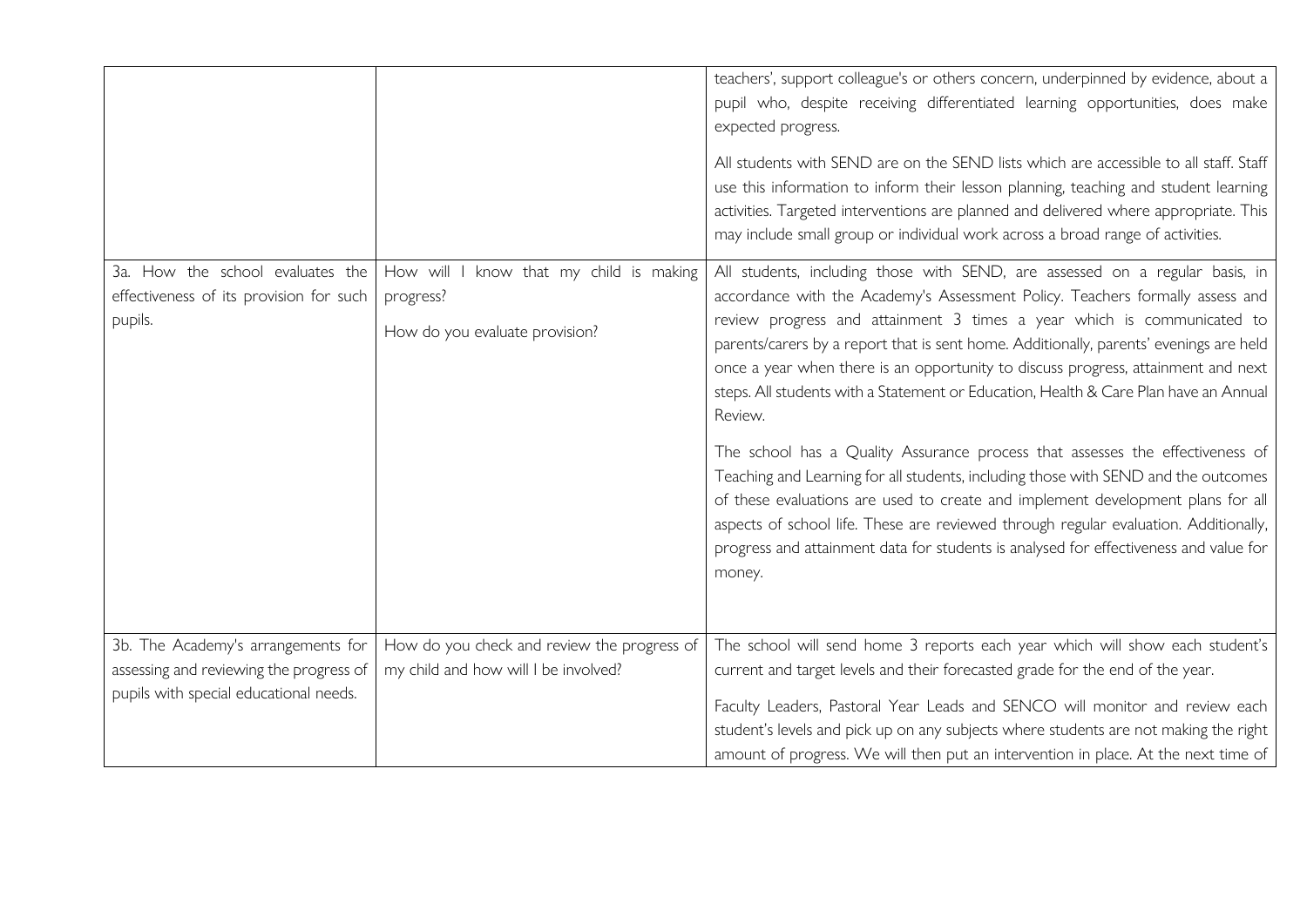| | | |
|---|---|---|
| | | teachers', support colleague's or others concern, underpinned by evidence, about a pupil who, despite receiving differentiated learning opportunities, does make expected progress.<br><br>All students with SEND are on the SEND lists which are accessible to all staff. Staff use this information to inform their lesson planning, teaching and student learning activities. Targeted interventions are planned and delivered where appropriate. This may include small group or individual work across a broad range of activities. |
| 3a. How the school evaluates the effectiveness of its provision for such pupils. | How will I know that my child is making progress?<br><br>How do you evaluate provision? | All students, including those with SEND, are assessed on a regular basis, in accordance with the Academy's Assessment Policy. Teachers formally assess and review progress and attainment 3 times a year which is communicated to parents/carers by a report that is sent home. Additionally, parents' evenings are held once a year when there is an opportunity to discuss progress, attainment and next steps. All students with a Statement or Education, Health & Care Plan have an Annual Review.<br><br>The school has a Quality Assurance process that assesses the effectiveness of Teaching and Learning for all students, including those with SEND and the outcomes of these evaluations are used to create and implement development plans for all aspects of school life. These are reviewed through regular evaluation. Additionally, progress and attainment data for students is analysed for effectiveness and value for money. |
| 3b. The Academy's arrangements for assessing and reviewing the progress of pupils with special educational needs. | How do you check and review the progress of my child and how will I be involved? | The school will send home 3 reports each year which will show each student's current and target levels and their forecasted grade for the end of the year.<br><br>Faculty Leaders, Pastoral Year Leads and SENCO will monitor and review each student's levels and pick up on any subjects where students are not making the right amount of progress. We will then put an intervention in place. At the next time of |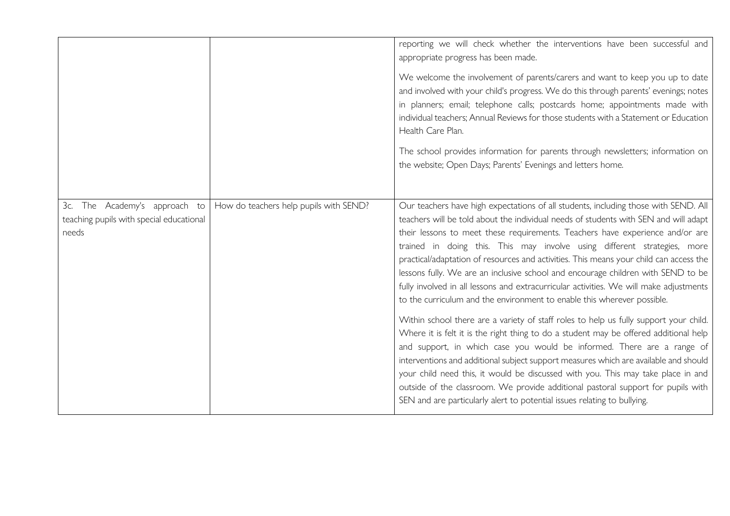| | | |
|---|---|---|
| | | reporting we will check whether the interventions have been successful and appropriate progress has been made.<br><br>We welcome the involvement of parents/carers and want to keep you up to date and involved with your child's progress. We do this through parents' evenings; notes in planners; email; telephone calls; postcards home; appointments made with individual teachers; Annual Reviews for those students with a Statement or Education Health Care Plan.<br><br>The school provides information for parents through newsletters; information on the website; Open Days; Parents' Evenings and letters home. |
| 3c. The Academy's approach to teaching pupils with special educational needs | How do teachers help pupils with SEND? | Our teachers have high expectations of all students, including those with SEND. All teachers will be told about the individual needs of students with SEN and will adapt their lessons to meet these requirements. Teachers have experience and/or are trained in doing this. This may involve using different strategies, more practical/adaptation of resources and activities. This means your child can access the lessons fully. We are an inclusive school and encourage children with SEND to be fully involved in all lessons and extracurricular activities. We will make adjustments to the curriculum and the environment to enable this wherever possible.<br><br>Within school there are a variety of staff roles to help us fully support your child. Where it is felt it is the right thing to do a student may be offered additional help and support, in which case you would be informed. There are a range of interventions and additional subject support measures which are available and should your child need this, it would be discussed with you. This may take place in and outside of the classroom. We provide additional pastoral support for pupils with SEN and are particularly alert to potential issues relating to bullying. |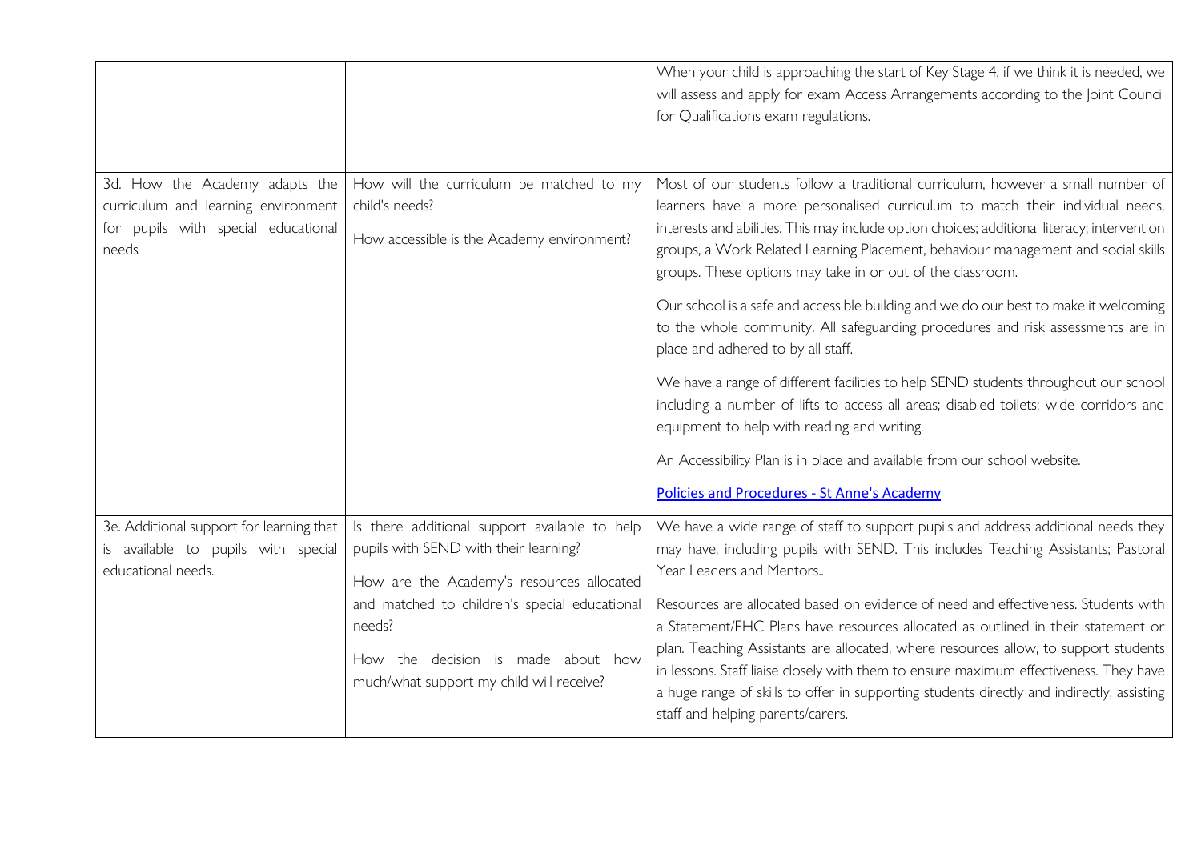| | | |
|---|---|---|
| | | When your child is approaching the start of Key Stage 4, if we think it is needed, we will assess and apply for exam Access Arrangements according to the Joint Council for Qualifications exam regulations. |
| 3d. How the Academy adapts the curriculum and learning environment for pupils with special educational needs | How will the curriculum be matched to my child's needs?<br><br>How accessible is the Academy environment? | Most of our students follow a traditional curriculum, however a small number of learners have a more personalised curriculum to match their individual needs, interests and abilities. This may include option choices; additional literacy; intervention groups, a Work Related Learning Placement, behaviour management and social skills groups. These options may take in or out of the classroom.<br><br>Our school is a safe and accessible building and we do our best to make it welcoming to the whole community. All safeguarding procedures and risk assessments are in place and adhered to by all staff.<br><br>We have a range of different facilities to help SEND students throughout our school including a number of lifts to access all areas; disabled toilets; wide corridors and equipment to help with reading and writing.<br><br>An Accessibility Plan is in place and available from our school website.<br><br>[Policies and Procedures - St Anne's Academy] |
| 3e. Additional support for learning that is available to pupils with special educational needs. | Is there additional support available to help pupils with SEND with their learning?<br><br>How are the Academy's resources allocated and matched to children's special educational needs?<br><br>How the decision is made about how much/what support my child will receive? | We have a wide range of staff to support pupils and address additional needs they may have, including pupils with SEND. This includes Teaching Assistants; Pastoral Year Leaders and Mentors..<br><br>Resources are allocated based on evidence of need and effectiveness. Students with a Statement/EHC Plans have resources allocated as outlined in their statement or plan. Teaching Assistants are allocated, where resources allow, to support students in lessons. Staff liaise closely with them to ensure maximum effectiveness. They have a huge range of skills to offer in supporting students directly and indirectly, assisting staff and helping parents/carers. |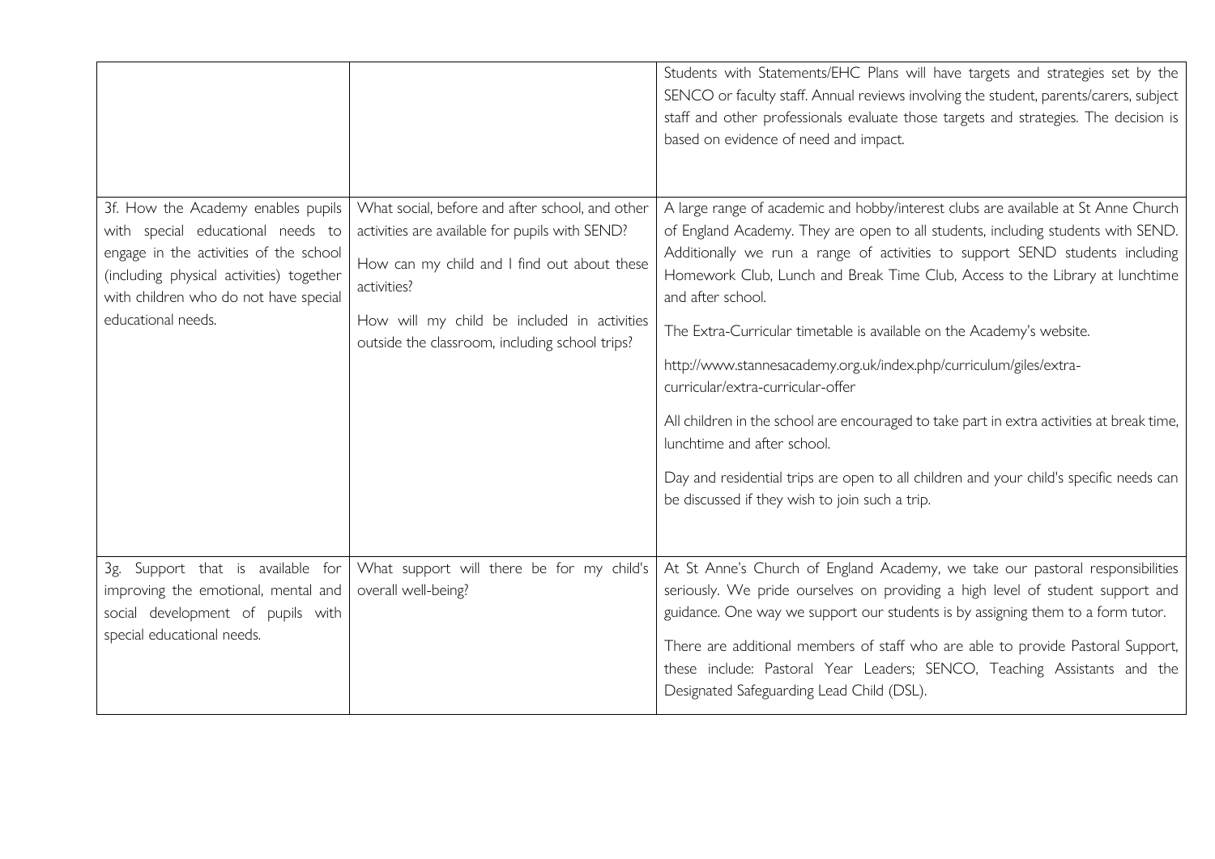| | | |
|---|---|---|
| | | Students with Statements/EHC Plans will have targets and strategies set by the SENCO or faculty staff. Annual reviews involving the student, parents/carers, subject staff and other professionals evaluate those targets and strategies. The decision is based on evidence of need and impact. |
| 3f. How the Academy enables pupils with special educational needs to engage in the activities of the school (including physical activities) together with children who do not have special educational needs. | What social, before and after school, and other activities are available for pupils with SEND?<br><br>How can my child and I find out about these activities?<br><br>How will my child be included in activities outside the classroom, including school trips? | A large range of academic and hobby/interest clubs are available at St Anne Church of England Academy. They are open to all students, including students with SEND. Additionally we run a range of activities to support SEND students including Homework Club, Lunch and Break Time Club, Access to the Library at lunchtime and after school.<br><br>The Extra-Curricular timetable is available on the Academy's website.<br><br>http://www.stannesacademy.org.uk/index.php/curriculum/giles/extra-curricular/extra-curricular-offer<br><br>All children in the school are encouraged to take part in extra activities at break time, lunchtime and after school.<br><br>Day and residential trips are open to all children and your child's specific needs can be discussed if they wish to join such a trip. |
| 3g. Support that is available for improving the emotional, mental and social development of pupils with special educational needs. | What support will there be for my child's overall well-being? | At St Anne's Church of England Academy, we take our pastoral responsibilities seriously. We pride ourselves on providing a high level of student support and guidance. One way we support our students is by assigning them to a form tutor.<br><br>There are additional members of staff who are able to provide Pastoral Support, these include: Pastoral Year Leaders; SENCO, Teaching Assistants and the Designated Safeguarding Lead Child (DSL). |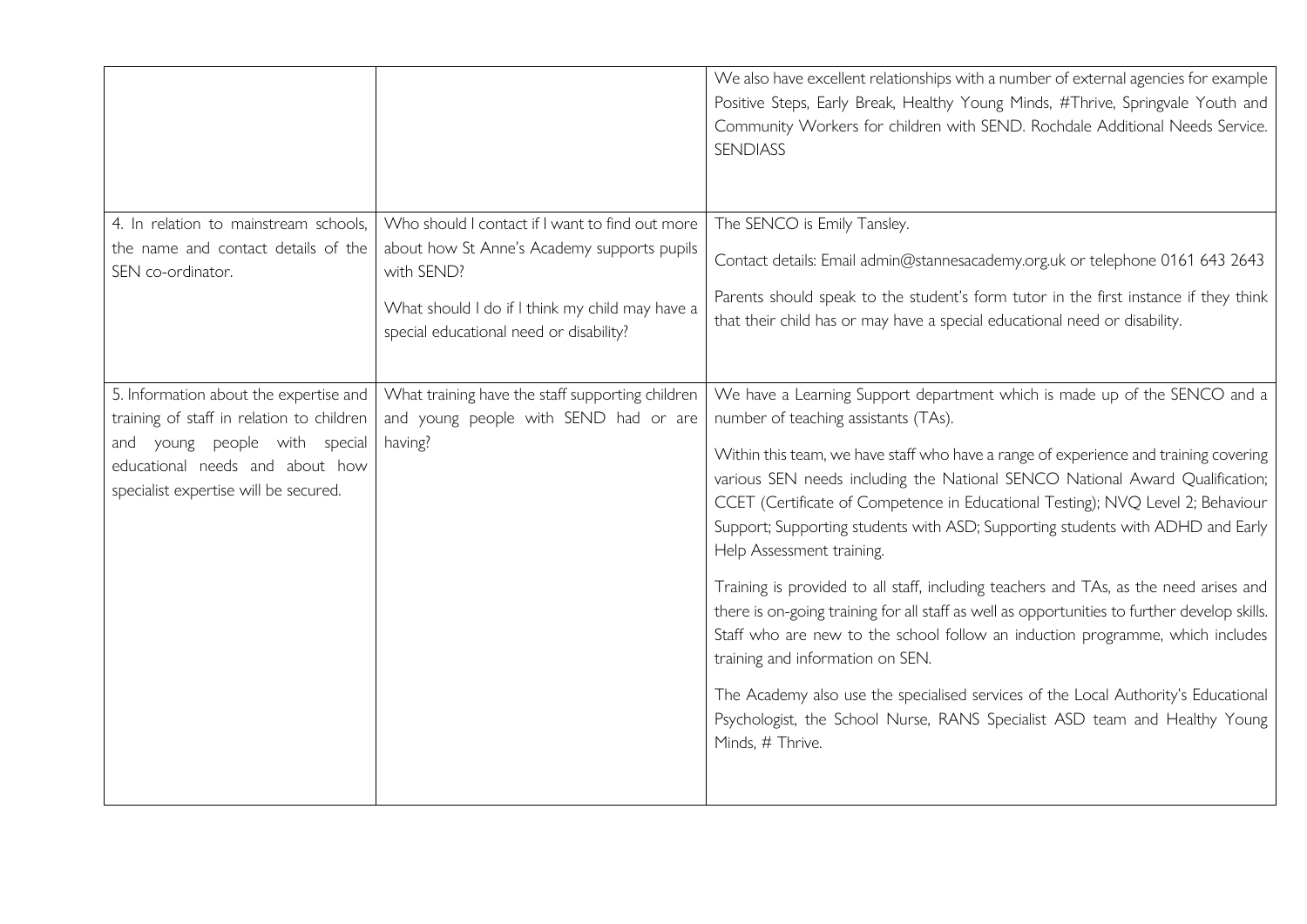| | | |
|---|---|---|
| | | We also have excellent relationships with a number of external agencies for example Positive Steps, Early Break, Healthy Young Minds, #Thrive, Springvale Youth and Community Workers for children with SEND. Rochdale Additional Needs Service. SENDIASS |
| 4. In relation to mainstream schools, the name and contact details of the SEN co-ordinator. | Who should I contact if I want to find out more about how St Anne's Academy supports pupils with SEND?<br><br>What should I do if I think my child may have a special educational need or disability? | The SENCO is Emily Tansley.<br><br>Contact details: Email admin@stannesacademy.org.uk or telephone 0161 643 2643<br><br>Parents should speak to the student's form tutor in the first instance if they think that their child has or may have a special educational need or disability. |
| 5. Information about the expertise and training of staff in relation to children and young people with special educational needs and about how specialist expertise will be secured. | What training have the staff supporting children and young people with SEND had or are having? | We have a Learning Support department which is made up of the SENCO and a number of teaching assistants (TAs).<br><br>Within this team, we have staff who have a range of experience and training covering various SEN needs including the National SENCO National Award Qualification; CCET (Certificate of Competence in Educational Testing); NVQ Level 2; Behaviour Support; Supporting students with ASD; Supporting students with ADHD and Early Help Assessment training.<br><br>Training is provided to all staff, including teachers and TAs, as the need arises and there is on-going training for all staff as well as opportunities to further develop skills. Staff who are new to the school follow an induction programme, which includes training and information on SEN.<br><br>The Academy also use the specialised services of the Local Authority's Educational Psychologist, the School Nurse, RANS Specialist ASD team and Healthy Young Minds, # Thrive. |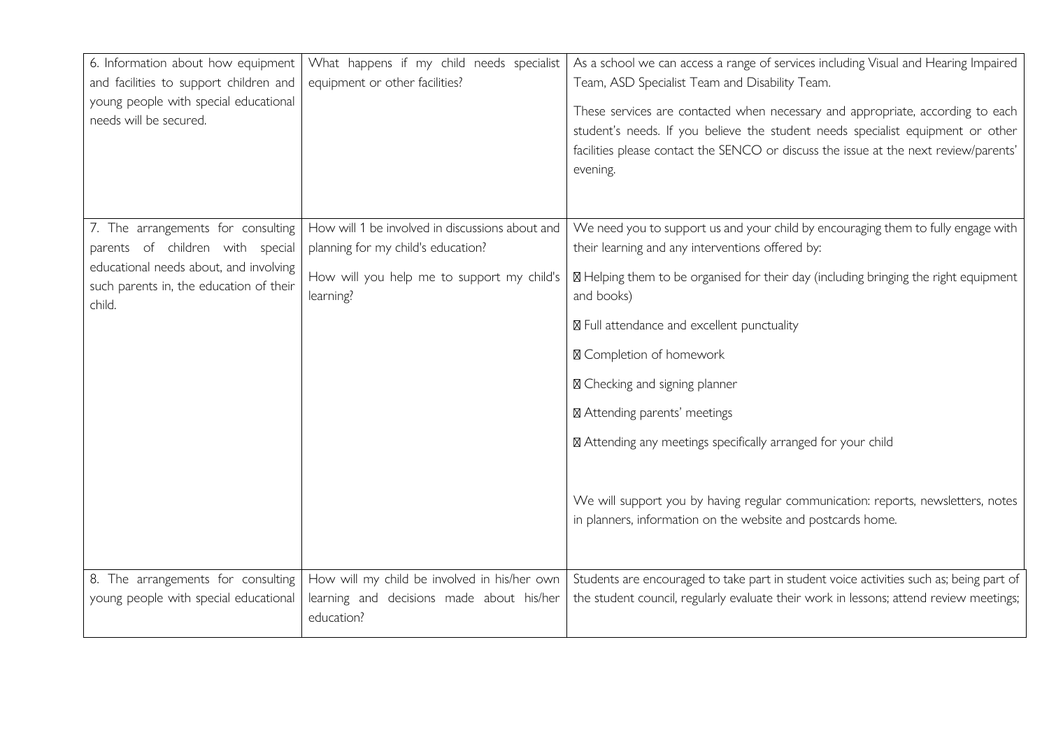| | | |
|---|---|---|
| 6. Information about how equipment and facilities to support children and young people with special educational needs will be secured. | What happens if my child needs specialist equipment or other facilities? | As a school we can access a range of services including Visual and Hearing Impaired Team, ASD Specialist Team and Disability Team.<br><br>These services are contacted when necessary and appropriate, according to each student's needs. If you believe the student needs specialist equipment or other facilities please contact the SENCO or discuss the issue at the next review/parents' evening. |
| 7. The arrangements for consulting parents of children with special educational needs about, and involving such parents in, the education of their child. | How will 1 be involved in discussions about and planning for my child's education?<br><br>How will you help me to support my child's learning? | We need you to support us and your child by encouraging them to fully engage with their learning and any interventions offered by:<br><br>- Helping them to be organised for their day (including bringing the right equipment and books)<br>- Full attendance and excellent punctuality<br>- Completion of homework<br>- Checking and signing planner<br>- Attending parents' meetings<br>- Attending any meetings specifically arranged for your child<br><br>We will support you by having regular communication: reports, newsletters, notes in planners, information on the website and postcards home. |
| 8. The arrangements for consulting young people with special educational | How will my child be involved in his/her own learning and decisions made about his/her education? | Students are encouraged to take part in student voice activities such as; being part of the student council, regularly evaluate their work in lessons; attend review meetings; |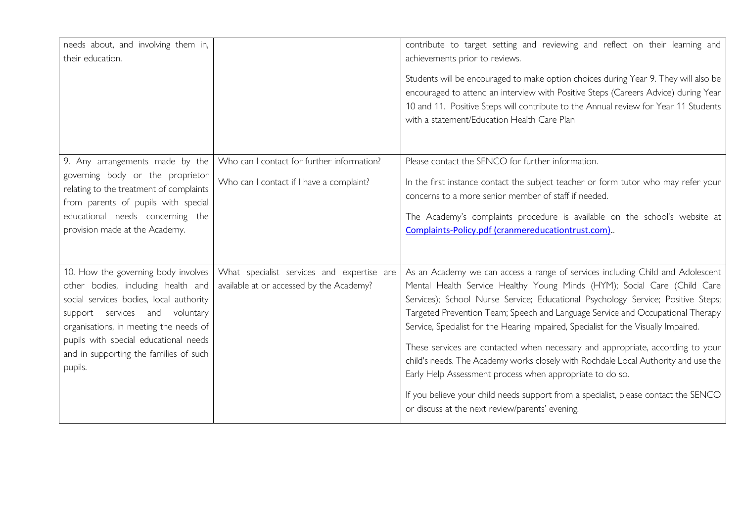| | | |
|---|---|---|
| needs about, and involving them in, their education. | | contribute to target setting and reviewing and reflect on their learning and achievements prior to reviews.<br><br>Students will be encouraged to make option choices during Year 9. They will also be encouraged to attend an interview with Positive Steps (Careers Advice) during Year 10 and 11. Positive Steps will contribute to the Annual review for Year 11 Students with a statement/Education Health Care Plan |
| 9. Any arrangements made by the governing body or the proprietor relating to the treatment of complaints from parents of pupils with special educational needs concerning the provision made at the Academy. | Who can I contact for further information?<br><br>Who can I contact if I have a complaint? | Please contact the SENCO for further information.<br><br>In the first instance contact the subject teacher or form tutor who may refer your concerns to a more senior member of staff if needed.<br><br>The Academy's complaints procedure is available on the school's website at Complaints-Policy.pdf (cranmereducationtrust.com).. |
| 10. How the governing body involves other bodies, including health and social services bodies, local authority support services and voluntary organisations, in meeting the needs of pupils with special educational needs and in supporting the families of such pupils. | What specialist services and expertise are available at or accessed by the Academy? | As an Academy we can access a range of services including Child and Adolescent Mental Health Service Healthy Young Minds (HYM); Social Care (Child Care Services); School Nurse Service; Educational Psychology Service; Positive Steps; Targeted Prevention Team; Speech and Language Service and Occupational Therapy Service, Specialist for the Hearing Impaired, Specialist for the Visually Impaired.<br><br>These services are contacted when necessary and appropriate, according to your child's needs. The Academy works closely with Rochdale Local Authority and use the Early Help Assessment process when appropriate to do so.<br><br>If you believe your child needs support from a specialist, please contact the SENCO or discuss at the next review/parents' evening. |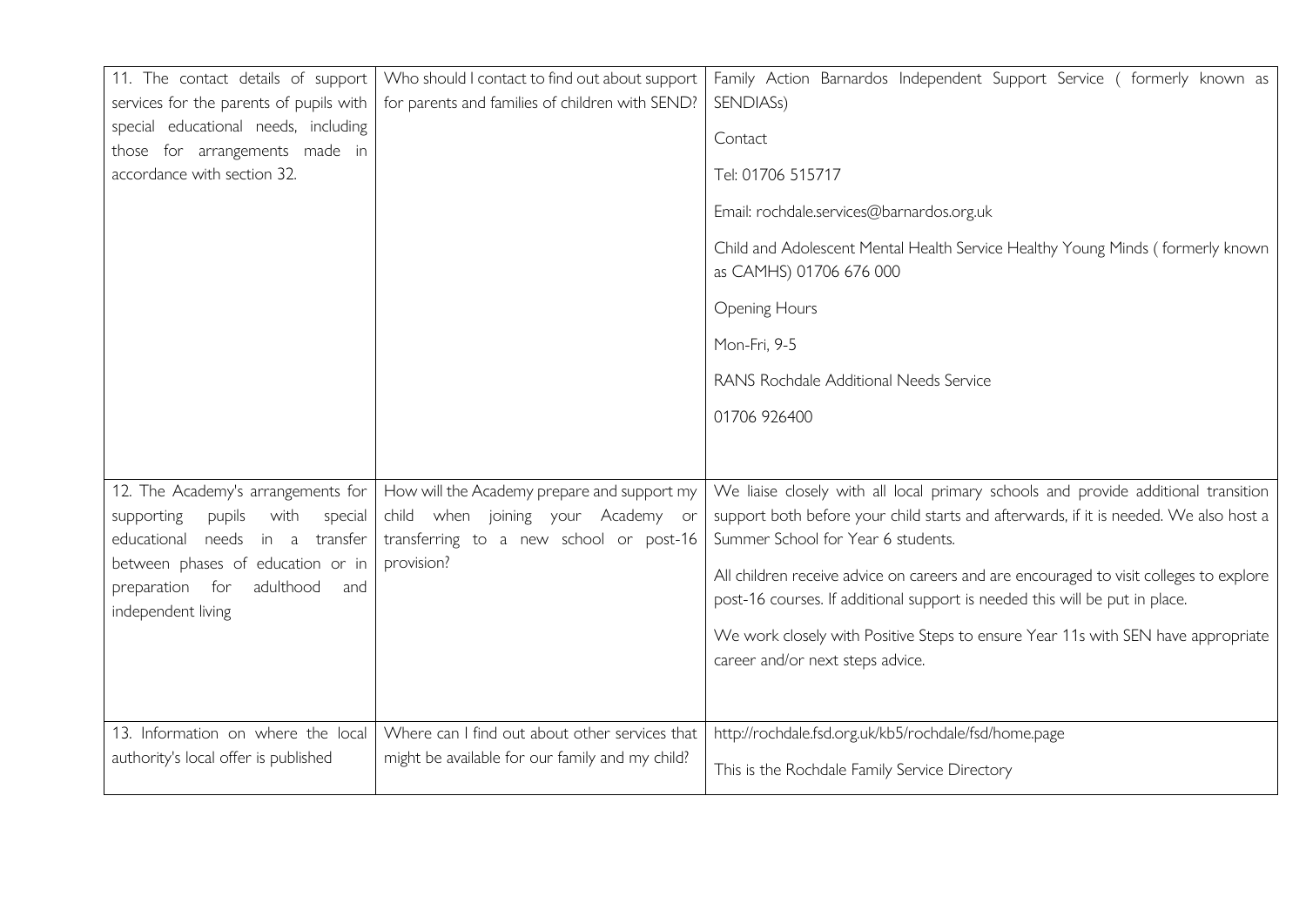| | | |
|---|---|---|
| 11. The contact details of support services for the parents of pupils with special educational needs, including those for arrangements made in accordance with section 32. | Who should I contact to find out about support for parents and families of children with SEND? | Family Action Barnardos Independent Support Service ( formerly known as SENDIASs)<br><br>Contact<br><br>Tel: 01706 515717<br><br>Email: rochdale.services@barnardos.org.uk<br><br>Child and Adolescent Mental Health Service Healthy Young Minds ( formerly known as CAMHS) 01706 676 000<br><br>Opening Hours<br><br>Mon-Fri, 9-5<br><br>RANS Rochdale Additional Needs Service<br><br>01706 926400 |
| 12. The Academy's arrangements for supporting pupils with special educational needs in a transfer between phases of education or in preparation for adulthood and independent living | How will the Academy prepare and support my child when joining your Academy or transferring to a new school or post-16 provision? | We liaise closely with all local primary schools and provide additional transition support both before your child starts and afterwards, if it is needed. We also host a Summer School for Year 6 students.<br><br>All children receive advice on careers and are encouraged to visit colleges to explore post-16 courses. If additional support is needed this will be put in place.<br><br>We work closely with Positive Steps to ensure Year 11s with SEN have appropriate career and/or next steps advice. |
| 13. Information on where the local authority's local offer is published | Where can I find out about other services that might be available for our family and my child? | http://rochdale.fsd.org.uk/kb5/rochdale/fsd/home.page<br><br>This is the Rochdale Family Service Directory |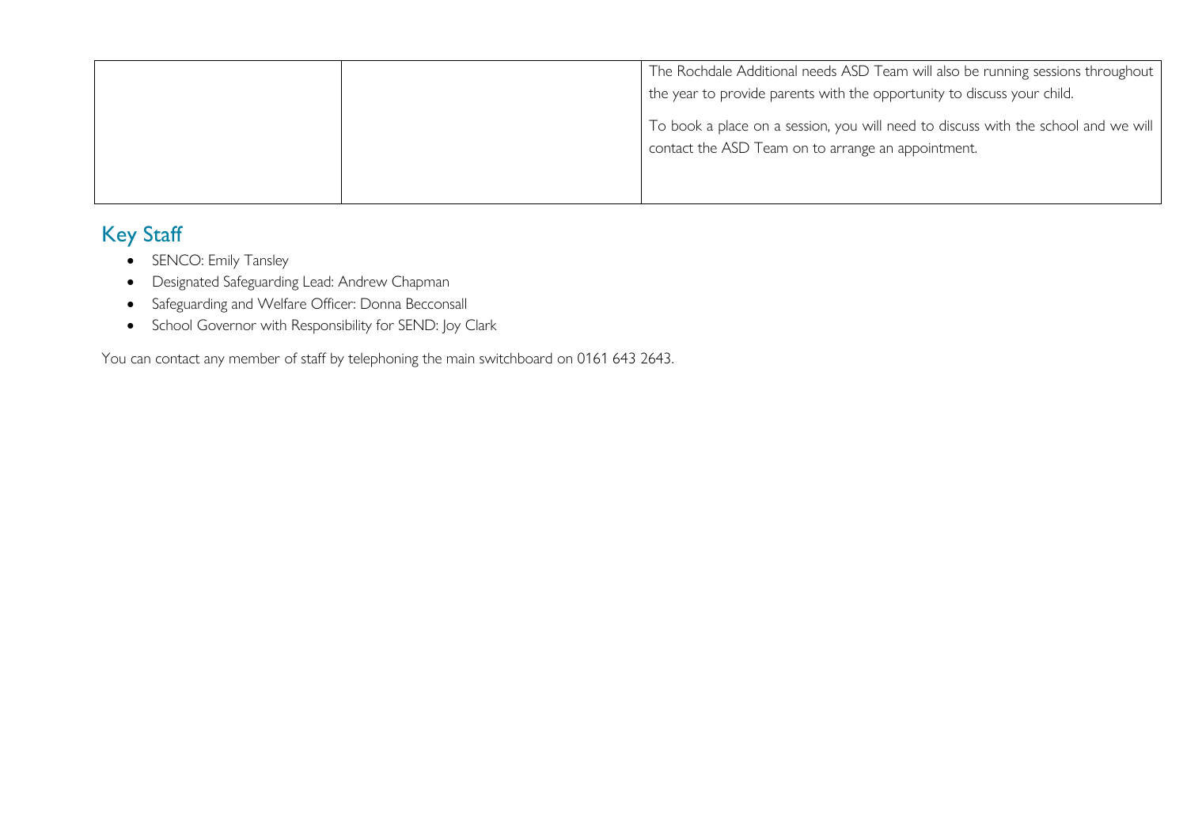|  |  | The Rochdale Additional needs ASD Team will also be running sessions throughout the year to provide parents with the opportunity to discuss your child.<br><br>To book a place on a session, you will need to discuss with the school and we will contact the ASD Team on to arrange an appointment. |
|---|---|---|

## Key Staff

- SENCO: Emily Tansley
- Designated Safeguarding Lead: Andrew Chapman
- Safeguarding and Welfare Officer: Donna Becconsall
- School Governor with Responsibility for SEND: Joy Clark

You can contact any member of staff by telephoning the main switchboard on 0161 643 2643.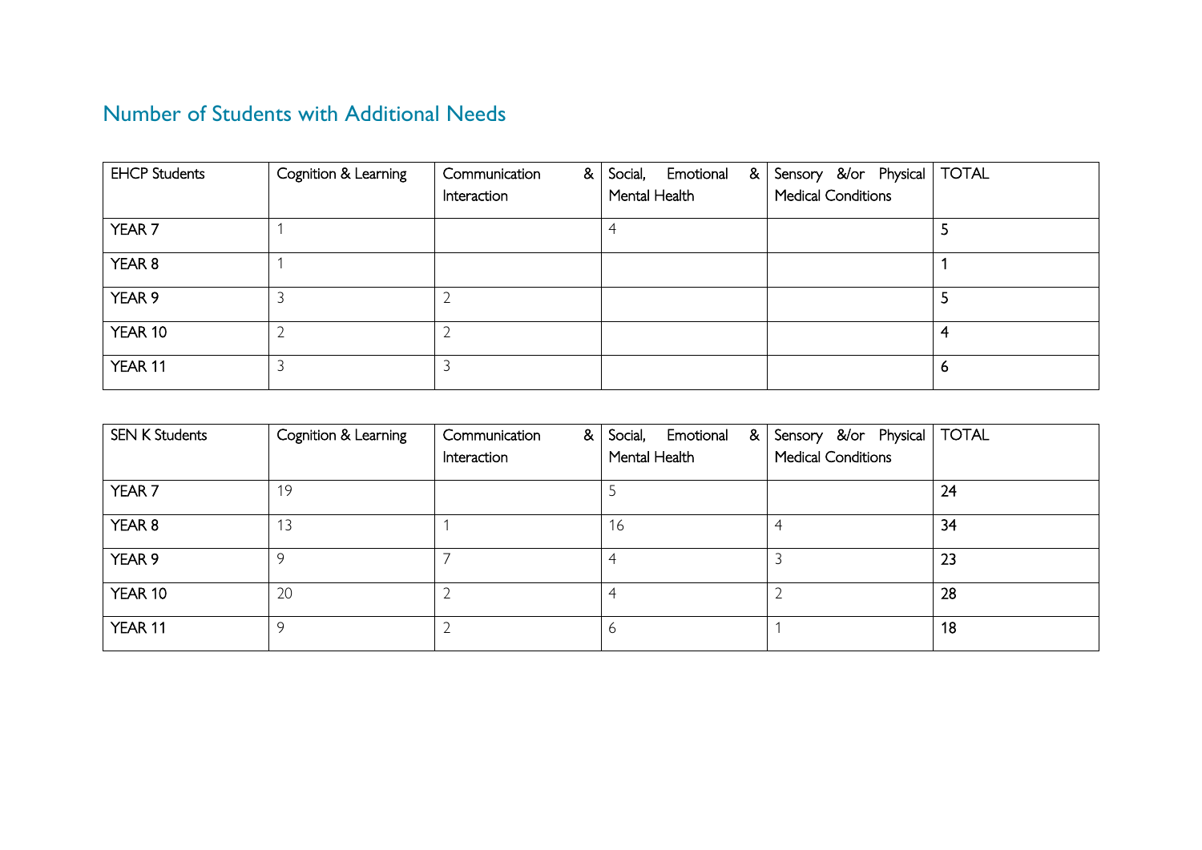## Number of Students with Additional Needs

| EHCP Students | Cognition & Learning | Communication & Interaction | Social, Emotional & Mental Health | Sensory &/or Physical Medical Conditions | TOTAL |
|---|---|---|---|---|---|
| YEAR 7 | 1 | | 4 | | **5** |
| YEAR 8 | 1 | | | | **1** |
| YEAR 9 | 3 | 2 | | | **5** |
| YEAR 10 | 2 | 2 | | | **4** |
| YEAR 11 | 3 | 3 | | | **6** |

| SEN K Students | Cognition & Learning | Communication & Interaction | Social, Emotional & Mental Health | Sensory &/or Physical Medical Conditions | TOTAL |
|---|---|---|---|---|---|
| YEAR 7 | 19 | | 5 | | **24** |
| YEAR 8 | 13 | 1 | 16 | 4 | **34** |
| YEAR 9 | 9 | 7 | 4 | 3 | **23** |
| YEAR 10 | 20 | 2 | 4 | 2 | **28** |
| YEAR 11 | 9 | 2 | 6 | 1 | **18** |